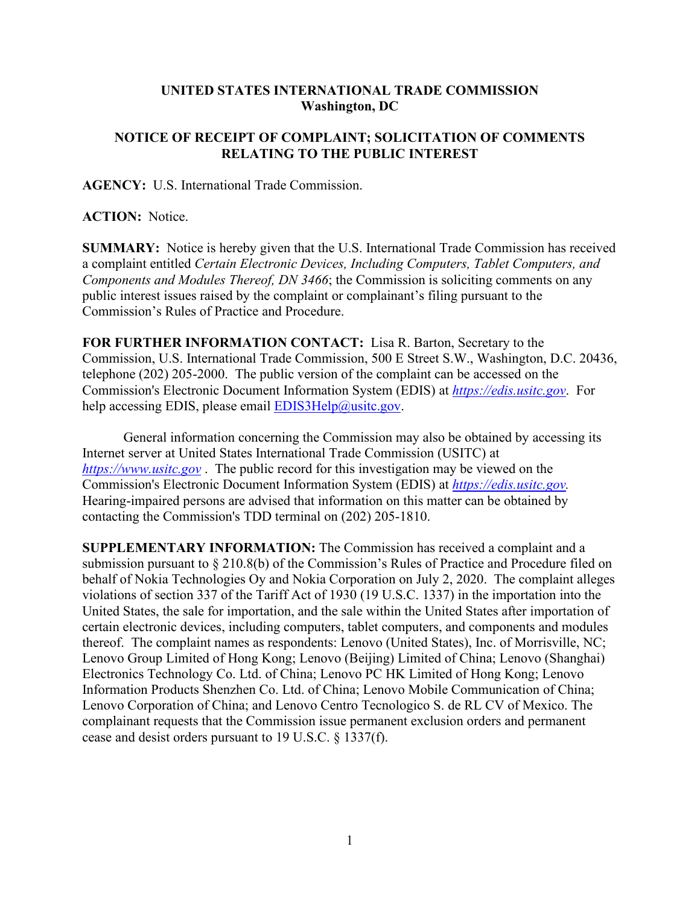**UNITED STATES INTERNATIONAL TRADE COMMISSION**
**Washington, DC**

**NOTICE OF RECEIPT OF COMPLAINT; SOLICITATION OF COMMENTS RELATING TO THE PUBLIC INTEREST**

**AGENCY:** U.S. International Trade Commission.

**ACTION:** Notice.

**SUMMARY:** Notice is hereby given that the U.S. International Trade Commission has received a complaint entitled *Certain Electronic Devices, Including Computers, Tablet Computers, and Components and Modules Thereof, DN 3466*; the Commission is soliciting comments on any public interest issues raised by the complaint or complainant's filing pursuant to the Commission's Rules of Practice and Procedure.

**FOR FURTHER INFORMATION CONTACT:** Lisa R. Barton, Secretary to the Commission, U.S. International Trade Commission, 500 E Street S.W., Washington, D.C. 20436, telephone (202) 205-2000. The public version of the complaint can be accessed on the Commission's Electronic Document Information System (EDIS) at *https://edis.usitc.gov*. For help accessing EDIS, please email EDIS3Help@usitc.gov.

General information concerning the Commission may also be obtained by accessing its Internet server at United States International Trade Commission (USITC) at *https://www.usitc.gov* . The public record for this investigation may be viewed on the Commission's Electronic Document Information System (EDIS) at *https://edis.usitc.gov.* Hearing-impaired persons are advised that information on this matter can be obtained by contacting the Commission's TDD terminal on (202) 205-1810.

**SUPPLEMENTARY INFORMATION:** The Commission has received a complaint and a submission pursuant to § 210.8(b) of the Commission's Rules of Practice and Procedure filed on behalf of Nokia Technologies Oy and Nokia Corporation on July 2, 2020. The complaint alleges violations of section 337 of the Tariff Act of 1930 (19 U.S.C. 1337) in the importation into the United States, the sale for importation, and the sale within the United States after importation of certain electronic devices, including computers, tablet computers, and components and modules thereof. The complaint names as respondents: Lenovo (United States), Inc. of Morrisville, NC; Lenovo Group Limited of Hong Kong; Lenovo (Beijing) Limited of China; Lenovo (Shanghai) Electronics Technology Co. Ltd. of China; Lenovo PC HK Limited of Hong Kong; Lenovo Information Products Shenzhen Co. Ltd. of China; Lenovo Mobile Communication of China; Lenovo Corporation of China; and Lenovo Centro Tecnologico S. de RL CV of Mexico. The complainant requests that the Commission issue permanent exclusion orders and permanent cease and desist orders pursuant to 19 U.S.C. § 1337(f).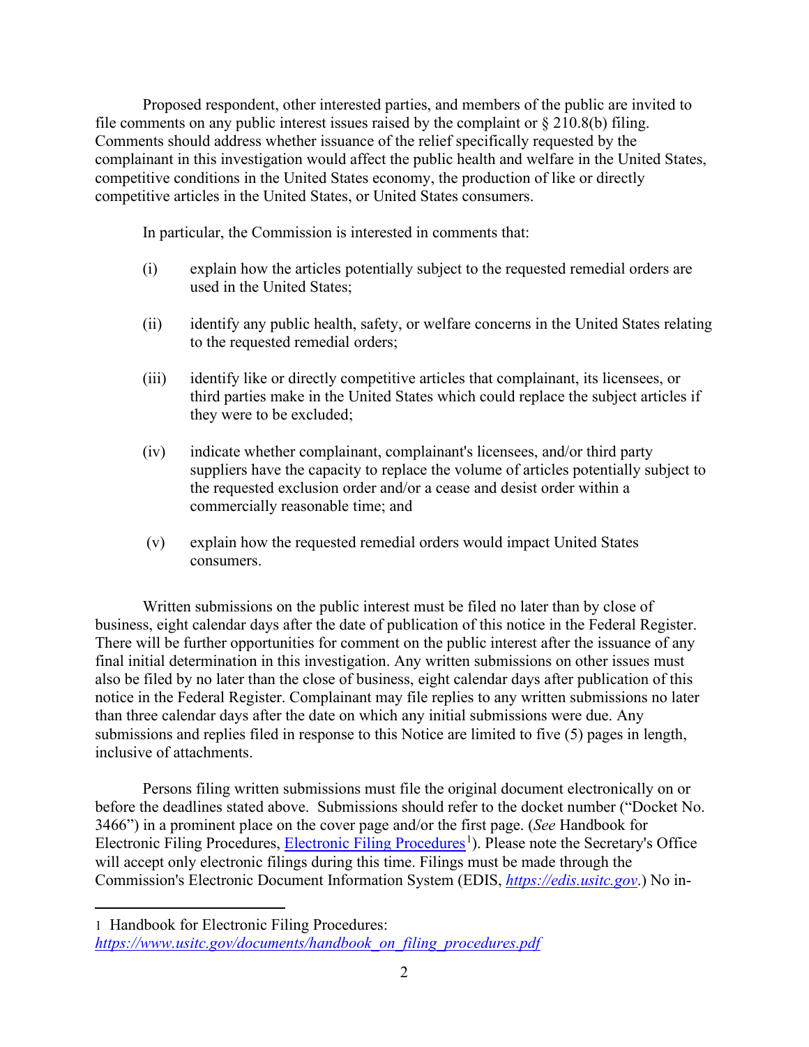Proposed respondent, other interested parties, and members of the public are invited to file comments on any public interest issues raised by the complaint or § 210.8(b) filing. Comments should address whether issuance of the relief specifically requested by the complainant in this investigation would affect the public health and welfare in the United States, competitive conditions in the United States economy, the production of like or directly competitive articles in the United States, or United States consumers.

In particular, the Commission is interested in comments that:

(i) explain how the articles potentially subject to the requested remedial orders are used in the United States;

(ii) identify any public health, safety, or welfare concerns in the United States relating to the requested remedial orders;

(iii) identify like or directly competitive articles that complainant, its licensees, or third parties make in the United States which could replace the subject articles if they were to be excluded;

(iv) indicate whether complainant, complainant's licensees, and/or third party suppliers have the capacity to replace the volume of articles potentially subject to the requested exclusion order and/or a cease and desist order within a commercially reasonable time; and

(v) explain how the requested remedial orders would impact United States consumers.

Written submissions on the public interest must be filed no later than by close of business, eight calendar days after the date of publication of this notice in the Federal Register. There will be further opportunities for comment on the public interest after the issuance of any final initial determination in this investigation. Any written submissions on other issues must also be filed by no later than the close of business, eight calendar days after publication of this notice in the Federal Register. Complainant may file replies to any written submissions no later than three calendar days after the date on which any initial submissions were due. Any submissions and replies filed in response to this Notice are limited to five (5) pages in length, inclusive of attachments.

Persons filing written submissions must file the original document electronically on or before the deadlines stated above. Submissions should refer to the docket number ("Docket No. 3466") in a prominent place on the cover page and/or the first page. (*See* Handbook for Electronic Filing Procedures, Electronic Filing Procedures[1]). Please note the Secretary's Office will accept only electronic filings during this time. Filings must be made through the Commission's Electronic Document Information System (EDIS, *https://edis.usitc.gov*.) No in-

[1] Handbook for Electronic Filing Procedures: *https://www.usitc.gov/documents/handbook_on_filing_procedures.pdf*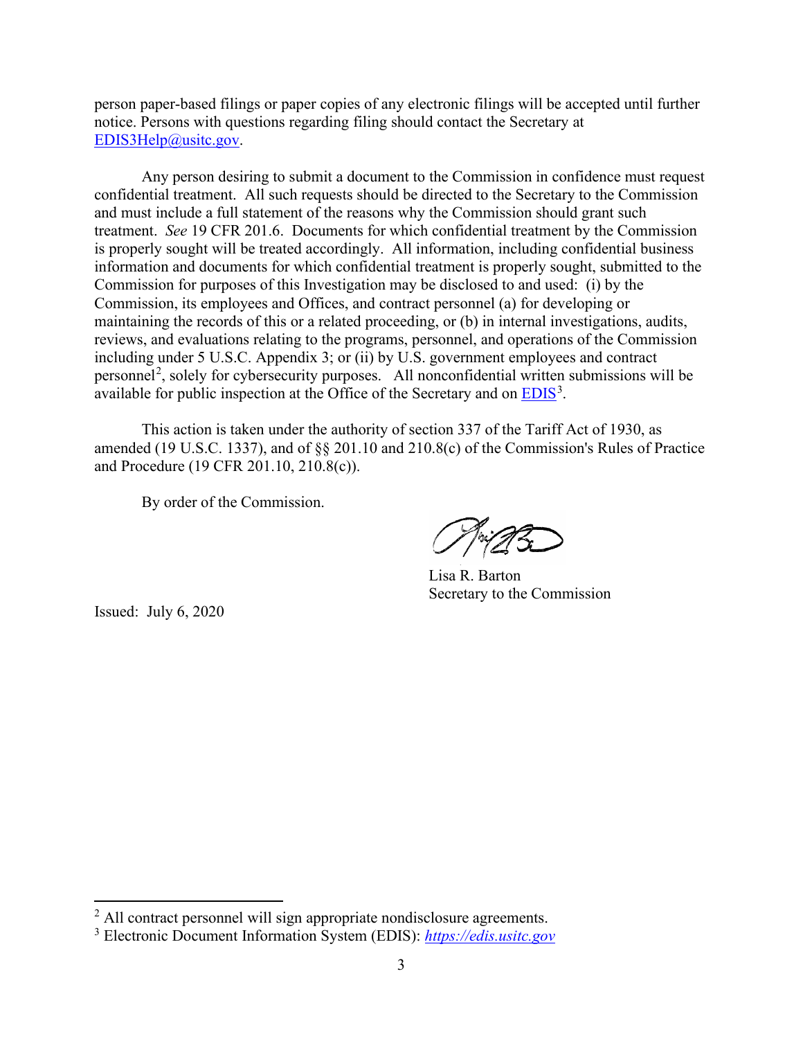person paper-based filings or paper copies of any electronic filings will be accepted until further notice. Persons with questions regarding filing should contact the Secretary at EDIS3Help@usitc.gov.

Any person desiring to submit a document to the Commission in confidence must request confidential treatment. All such requests should be directed to the Secretary to the Commission and must include a full statement of the reasons why the Commission should grant such treatment. *See* 19 CFR 201.6. Documents for which confidential treatment by the Commission is properly sought will be treated accordingly. All information, including confidential business information and documents for which confidential treatment is properly sought, submitted to the Commission for purposes of this Investigation may be disclosed to and used: (i) by the Commission, its employees and Offices, and contract personnel (a) for developing or maintaining the records of this or a related proceeding, or (b) in internal investigations, audits, reviews, and evaluations relating to the programs, personnel, and operations of the Commission including under 5 U.S.C. Appendix 3; or (ii) by U.S. government employees and contract personnel[2], solely for cybersecurity purposes. All nonconfidential written submissions will be available for public inspection at the Office of the Secretary and on EDIS[3].

This action is taken under the authority of section 337 of the Tariff Act of 1930, as amended (19 U.S.C. 1337), and of §§ 201.10 and 210.8(c) of the Commission's Rules of Practice and Procedure (19 CFR 201.10, 210.8(c)).

By order of the Commission.

Lisa R. Barton
Secretary to the Commission

Issued: July 6, 2020

[2] All contract personnel will sign appropriate nondisclosure agreements.

[3] Electronic Document Information System (EDIS): *https://edis.usitc.gov*